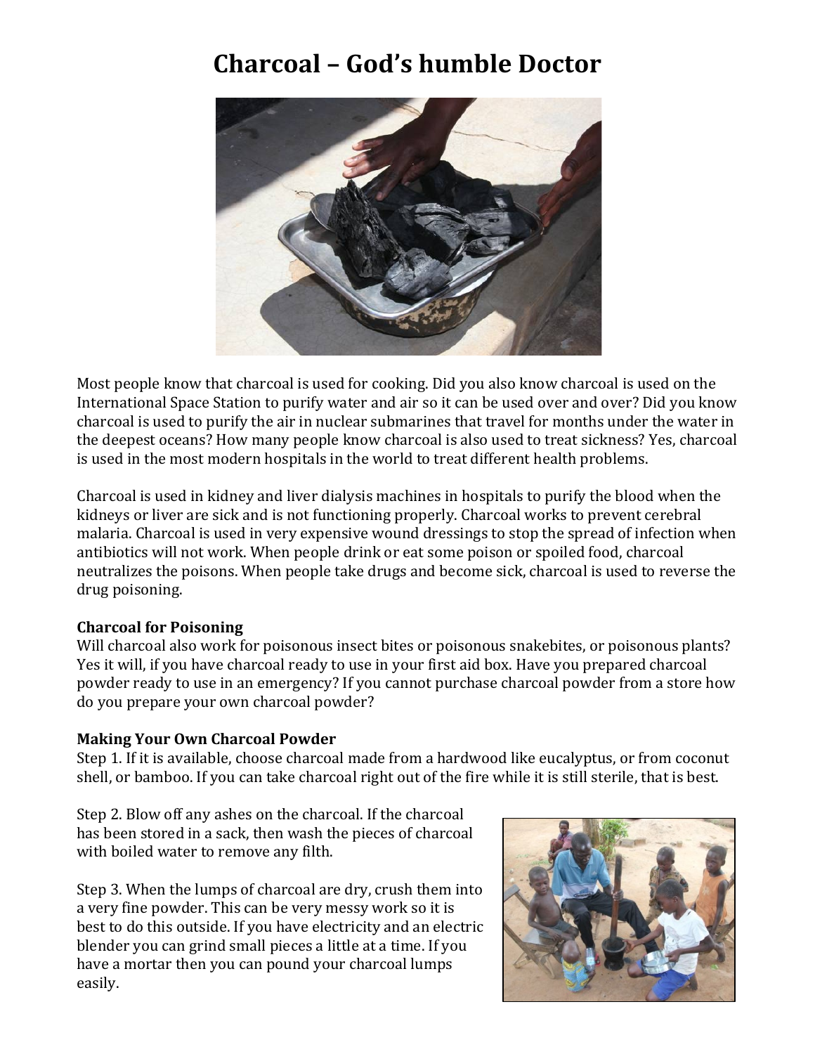# Charcoal – God's humble Doctor

Most people know that charcoal is used for cooking. Did you also know charcoal is used on the International Space Station to purify water and air so it can be used over and over? Did you know charcoal is used to purify the air in nuclear submarines that travel for months under the water in the deepest oceans? How many people know charcoal is also used to treat sickness? Yes, charcoal is used in the most modern hospitals in the world to treat different health problems.

Charcoal is used in kidney and liver dialysis machines in hospitals to purify the blood when the kidneys or liver are sick and is not functioning properly. Charcoal works to prevent cerebral malaria. Charcoal is used in very expensive wound dressings to stop the spread of infection when antibiotics will not work. When people drink or eat some poison or spoiled food, charcoal neutralizes the poisons. When people take drugs and become sick, charcoal is used to reverse the drug poisoning.

**Charcoal for Poisoning**

Will charcoal also work for poisonous insect bites or poisonous snakebites, or poisonous plants? Yes it will, if you have charcoal ready to use in your first aid box. Have you prepared charcoal powder ready to use in an emergency? If you cannot purchase charcoal powder from a store how do you prepare your own charcoal powder?

**Making Your Own Charcoal Powder**

Step 1. If it is available, choose charcoal made from a hardwood like eucalyptus, or from coconut shell, or bamboo. If you can take charcoal right out of the fire while it is still sterile, that is best.

Step 2. Blow off any ashes on the charcoal. If the charcoal has been stored in a sack, then wash the pieces of charcoal with boiled water to remove any filth.

Step 3. When the lumps of charcoal are dry, crush them into a very fine powder. This can be very messy work so it is best to do this outside. If you have electricity and an electric blender you can grind small pieces a little at a time. If you have a mortar then you can pound your charcoal lumps easily.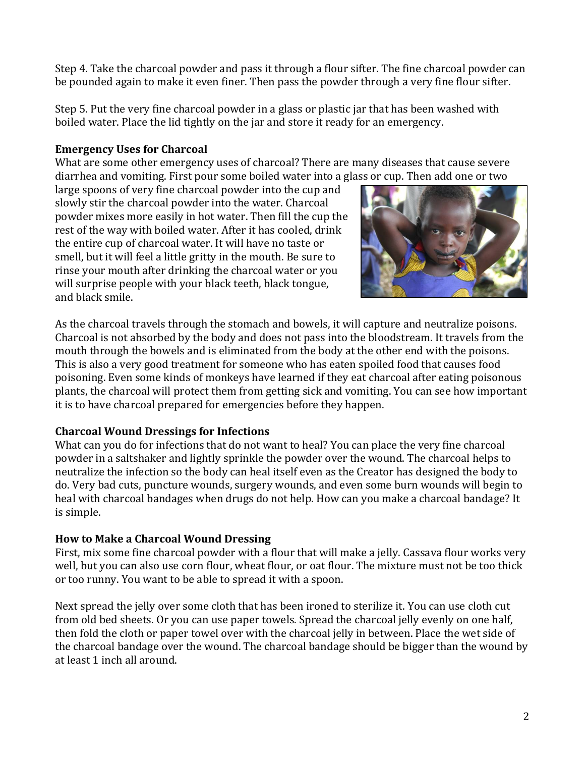Step 4. Take the charcoal powder and pass it through a flour sifter. The fine charcoal powder can be pounded again to make it even finer. Then pass the powder through a very fine flour sifter.

Step 5. Put the very fine charcoal powder in a glass or plastic jar that has been washed with boiled water. Place the lid tightly on the jar and store it ready for an emergency.

**Emergency Uses for Charcoal**

What are some other emergency uses of charcoal? There are many diseases that cause severe diarrhea and vomiting. First pour some boiled water into a glass or cup. Then add one or two large spoons of very fine charcoal powder into the cup and slowly stir the charcoal powder into the water. Charcoal powder mixes more easily in hot water. Then fill the cup the rest of the way with boiled water. After it has cooled, drink the entire cup of charcoal water. It will have no taste or smell, but it will feel a little gritty in the mouth. Be sure to rinse your mouth after drinking the charcoal water or you will surprise people with your black teeth, black tongue, and black smile.

As the charcoal travels through the stomach and bowels, it will capture and neutralize poisons. Charcoal is not absorbed by the body and does not pass into the bloodstream. It travels from the mouth through the bowels and is eliminated from the body at the other end with the poisons. This is also a very good treatment for someone who has eaten spoiled food that causes food poisoning. Even some kinds of monkeys have learned if they eat charcoal after eating poisonous plants, the charcoal will protect them from getting sick and vomiting. You can see how important it is to have charcoal prepared for emergencies before they happen.

**Charcoal Wound Dressings for Infections**

What can you do for infections that do not want to heal? You can place the very fine charcoal powder in a saltshaker and lightly sprinkle the powder over the wound. The charcoal helps to neutralize the infection so the body can heal itself even as the Creator has designed the body to do. Very bad cuts, puncture wounds, surgery wounds, and even some burn wounds will begin to heal with charcoal bandages when drugs do not help. How can you make a charcoal bandage? It is simple.

**How to Make a Charcoal Wound Dressing**

First, mix some fine charcoal powder with a flour that will make a jelly. Cassava flour works very well, but you can also use corn flour, wheat flour, or oat flour. The mixture must not be too thick or too runny. You want to be able to spread it with a spoon.

Next spread the jelly over some cloth that has been ironed to sterilize it. You can use cloth cut from old bed sheets. Or you can use paper towels. Spread the charcoal jelly evenly on one half, then fold the cloth or paper towel over with the charcoal jelly in between. Place the wet side of the charcoal bandage over the wound. The charcoal bandage should be bigger than the wound by at least 1 inch all around.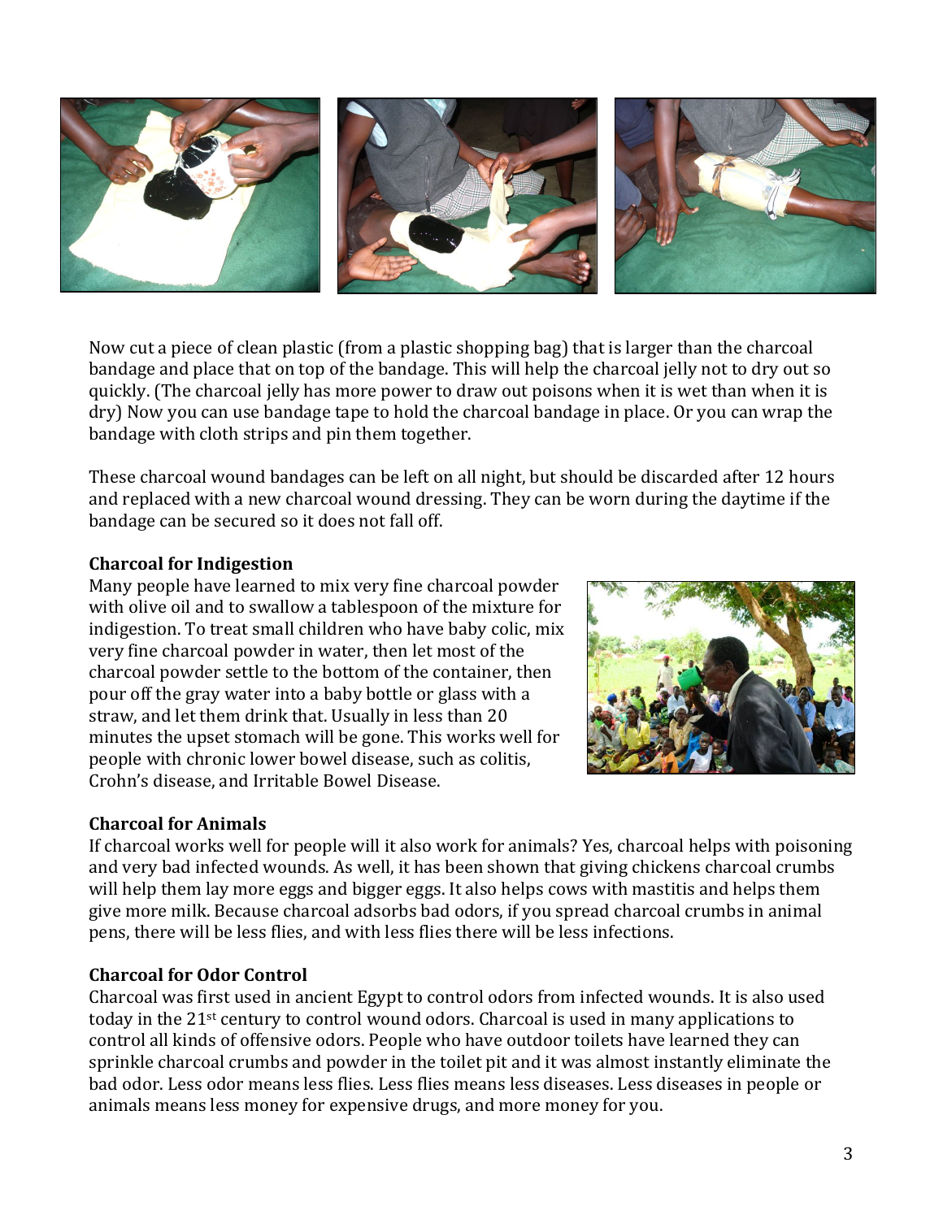Now cut a piece of clean plastic (from a plastic shopping bag) that is larger than the charcoal bandage and place that on top of the bandage. This will help the charcoal jelly not to dry out so quickly. (The charcoal jelly has more power to draw out poisons when it is wet than when it is dry) Now you can use bandage tape to hold the charcoal bandage in place. Or you can wrap the bandage with cloth strips and pin them together.

These charcoal wound bandages can be left on all night, but should be discarded after 12 hours and replaced with a new charcoal wound dressing. They can be worn during the daytime if the bandage can be secured so it does not fall off.

**Charcoal for Indigestion**

Many people have learned to mix very fine charcoal powder with olive oil and to swallow a tablespoon of the mixture for indigestion. To treat small children who have baby colic, mix very fine charcoal powder in water, then let most of the charcoal powder settle to the bottom of the container, then pour off the gray water into a baby bottle or glass with a straw, and let them drink that. Usually in less than 20 minutes the upset stomach will be gone. This works well for people with chronic lower bowel disease, such as colitis, Crohn's disease, and Irritable Bowel Disease.

**Charcoal for Animals**

If charcoal works well for people will it also work for animals? Yes, charcoal helps with poisoning and very bad infected wounds. As well, it has been shown that giving chickens charcoal crumbs will help them lay more eggs and bigger eggs. It also helps cows with mastitis and helps them give more milk. Because charcoal adsorbs bad odors, if you spread charcoal crumbs in animal pens, there will be less flies, and with less flies there will be less infections.

**Charcoal for Odor Control**

Charcoal was first used in ancient Egypt to control odors from infected wounds. It is also used today in the 21st century to control wound odors. Charcoal is used in many applications to control all kinds of offensive odors. People who have outdoor toilets have learned they can sprinkle charcoal crumbs and powder in the toilet pit and it was almost instantly eliminate the bad odor. Less odor means less flies. Less flies means less diseases. Less diseases in people or animals means less money for expensive drugs, and more money for you.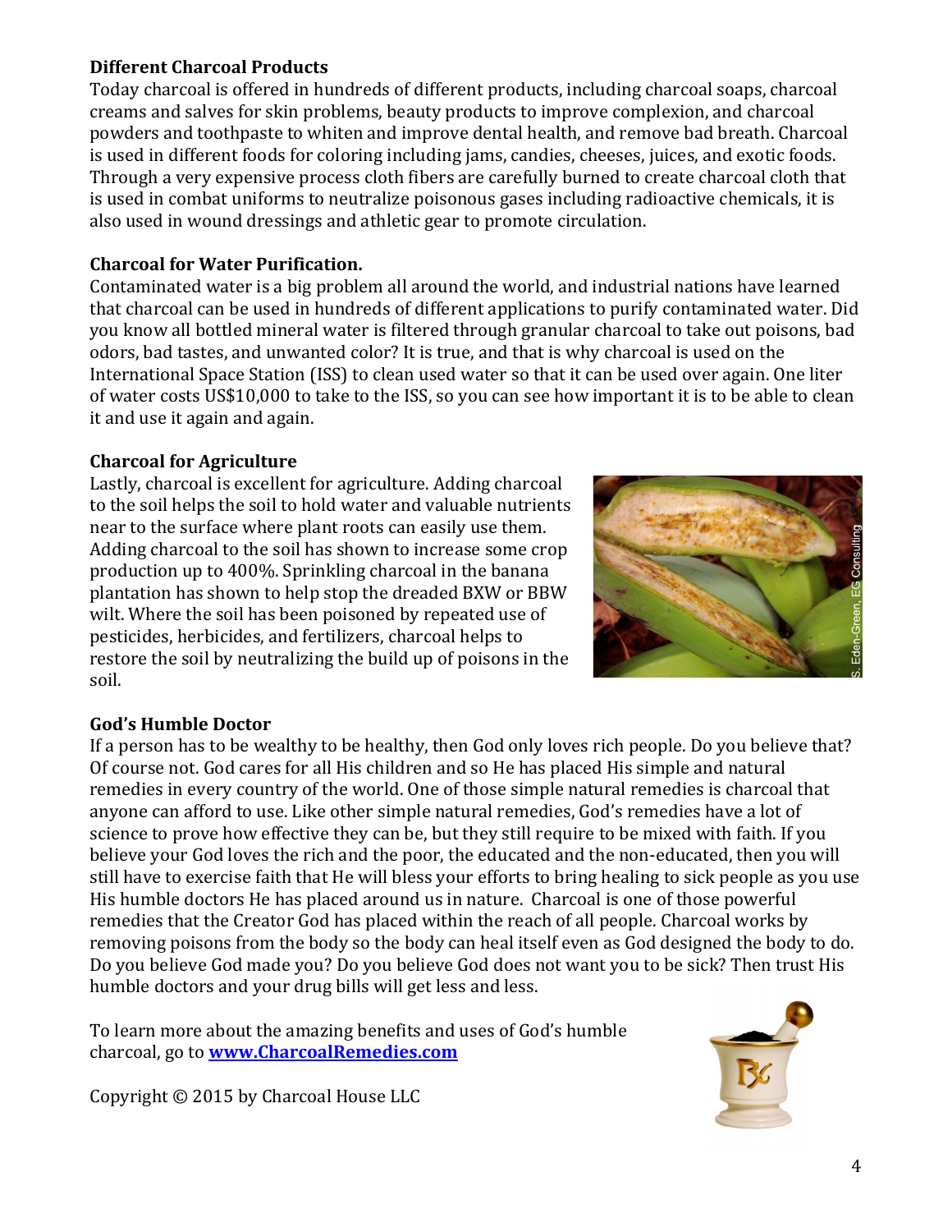**Different Charcoal Products**

Today charcoal is offered in hundreds of different products, including charcoal soaps, charcoal creams and salves for skin problems, beauty products to improve complexion, and charcoal powders and toothpaste to whiten and improve dental health, and remove bad breath. Charcoal is used in different foods for coloring including jams, candies, cheeses, juices, and exotic foods. Through a very expensive process cloth fibers are carefully burned to create charcoal cloth that is used in combat uniforms to neutralize poisonous gases including radioactive chemicals, it is also used in wound dressings and athletic gear to promote circulation.

**Charcoal for Water Purification.**

Contaminated water is a big problem all around the world, and industrial nations have learned that charcoal can be used in hundreds of different applications to purify contaminated water. Did you know all bottled mineral water is filtered through granular charcoal to take out poisons, bad odors, bad tastes, and unwanted color? It is true, and that is why charcoal is used on the International Space Station (ISS) to clean used water so that it can be used over again. One liter of water costs US$10,000 to take to the ISS, so you can see how important it is to be able to clean it and use it again and again.

**Charcoal for Agriculture**

Lastly, charcoal is excellent for agriculture. Adding charcoal to the soil helps the soil to hold water and valuable nutrients near to the surface where plant roots can easily use them. Adding charcoal to the soil has shown to increase some crop production up to 400%. Sprinkling charcoal in the banana plantation has shown to help stop the dreaded BXW or BBW wilt. Where the soil has been poisoned by repeated use of pesticides, herbicides, and fertilizers, charcoal helps to restore the soil by neutralizing the build up of poisons in the soil.

S. Eden-Green, EG Consulting

**God's Humble Doctor**

If a person has to be wealthy to be healthy, then God only loves rich people. Do you believe that? Of course not. God cares for all His children and so He has placed His simple and natural remedies in every country of the world. One of those simple natural remedies is charcoal that anyone can afford to use. Like other simple natural remedies, God's remedies have a lot of science to prove how effective they can be, but they still require to be mixed with faith. If you believe your God loves the rich and the poor, the educated and the non-educated, then you will still have to exercise faith that He will bless your efforts to bring healing to sick people as you use His humble doctors He has placed around us in nature. Charcoal is one of those powerful remedies that the Creator God has placed within the reach of all people. Charcoal works by removing poisons from the body so the body can heal itself even as God designed the body to do. Do you believe God made you? Do you believe God does not want you to be sick? Then trust His humble doctors and your drug bills will get less and less.

To learn more about the amazing benefits and uses of God's humble charcoal, go to **www.CharcoalRemedies.com**

Copyright © 2015 by Charcoal House LLC